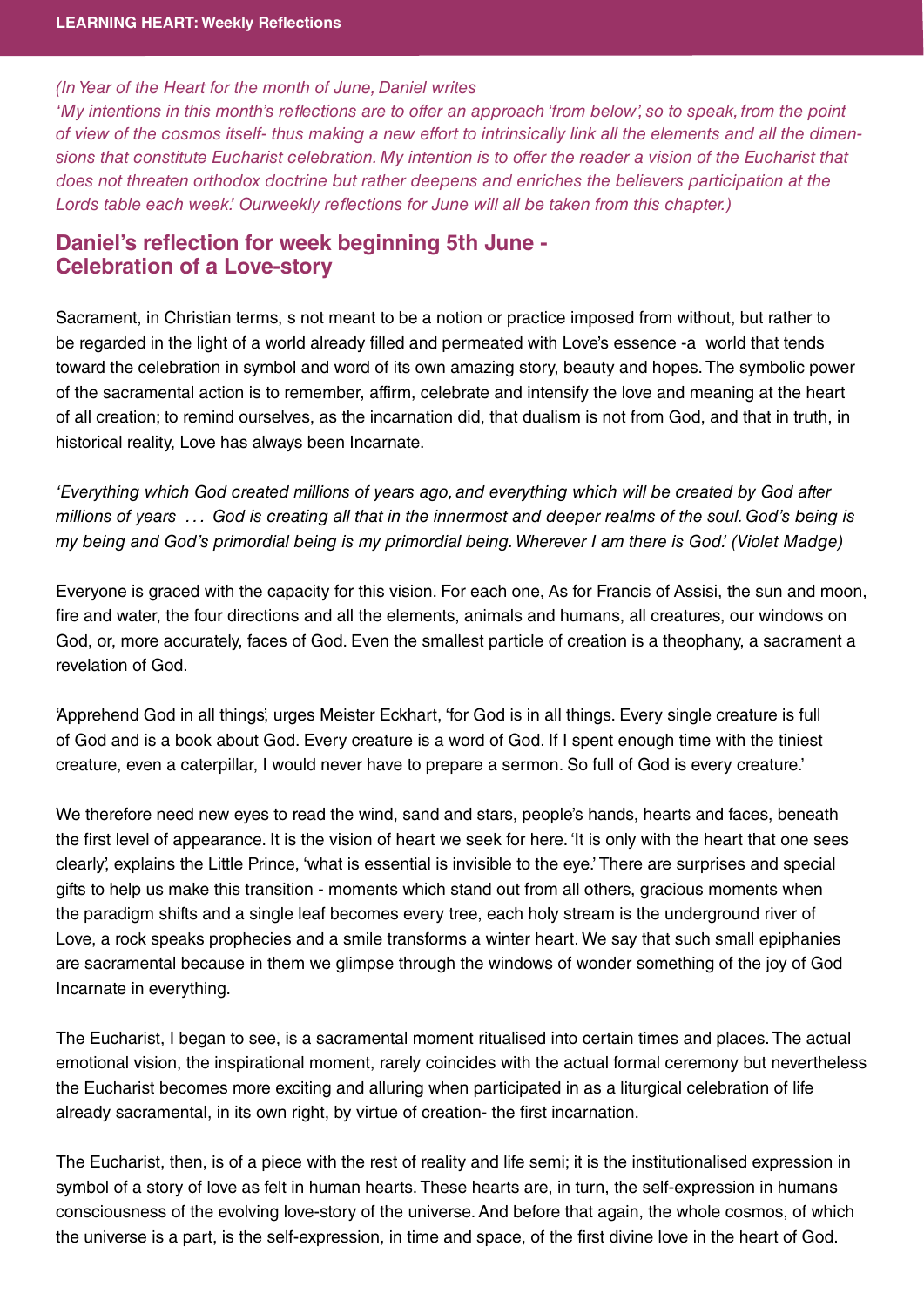*(In Year of the Heart for the month of June, Daniel writes*
*'My intentions in this month's reflections are to offer an approach 'from below', so to speak, from the point of view of the cosmos itself- thus making a new effort to intrinsically link all the elements and all the dimensions that constitute Eucharist celebration. My intention is to offer the reader a vision of the Eucharist that does not threaten orthodox doctrine but rather deepens and enriches the believers participation at the Lords table each week.' Ourweekly reflections for June will all be taken from this chapter.)*

## Daniel's reflection for week beginning 5th June - Celebration of a Love-story

Sacrament, in Christian terms, s not meant to be a notion or practice imposed from without, but rather to be regarded in the light of a world already filled and permeated with Love's essence -a world that tends toward the celebration in symbol and word of its own amazing story, beauty and hopes. The symbolic power of the sacramental action is to remember, affirm, celebrate and intensify the love and meaning at the heart of all creation; to remind ourselves, as the incarnation did, that dualism is not from God, and that in truth, in historical reality, Love has always been Incarnate.

*'Everything which God created millions of years ago, and everything which will be created by God after millions of years . . . God is creating all that in the innermost and deeper realms of the soul. God's being is my being and God's primordial being is my primordial being. Wherever I am there is God.' (Violet Madge)*

Everyone is graced with the capacity for this vision. For each one, As for Francis of Assisi, the sun and moon, fire and water, the four directions and all the elements, animals and humans, all creatures, our windows on God, or, more accurately, faces of God. Even the smallest particle of creation is a theophany, a sacrament a revelation of God.

'Apprehend God in all things', urges Meister Eckhart, 'for God is in all things. Every single creature is full of God and is a book about God. Every creature is a word of God. If I spent enough time with the tiniest creature, even a caterpillar, I would never have to prepare a sermon. So full of God is every creature.'

We therefore need new eyes to read the wind, sand and stars, people's hands, hearts and faces, beneath the first level of appearance. It is the vision of heart we seek for here. 'It is only with the heart that one sees clearly', explains the Little Prince, 'what is essential is invisible to the eye.' There are surprises and special gifts to help us make this transition - moments which stand out from all others, gracious moments when the paradigm shifts and a single leaf becomes every tree, each holy stream is the underground river of Love, a rock speaks prophecies and a smile transforms a winter heart. We say that such small epiphanies are sacramental because in them we glimpse through the windows of wonder something of the joy of God Incarnate in everything.

The Eucharist, I began to see, is a sacramental moment ritualised into certain times and places. The actual emotional vision, the inspirational moment, rarely coincides with the actual formal ceremony but nevertheless the Eucharist becomes more exciting and alluring when participated in as a liturgical celebration of life already sacramental, in its own right, by virtue of creation- the first incarnation.

The Eucharist, then, is of a piece with the rest of reality and life semi; it is the institutionalised expression in symbol of a story of love as felt in human hearts. These hearts are, in turn, the self-expression in humans consciousness of the evolving love-story of the universe. And before that again, the whole cosmos, of which the universe is a part, is the self-expression, in time and space, of the first divine love in the heart of God.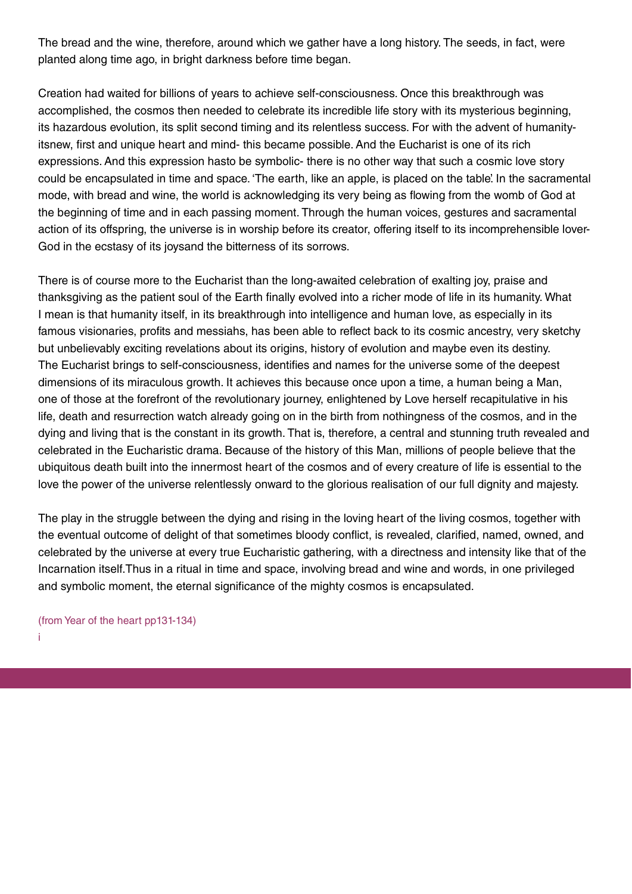The bread and the wine, therefore, around which we gather have a long history. The seeds, in fact, were planted along time ago, in bright darkness before time began.

Creation had waited for billions of years to achieve self-consciousness. Once this breakthrough was accomplished, the cosmos then needed to celebrate its incredible life story with its mysterious beginning, its hazardous evolution, its split second timing and its relentless success. For with the advent of humanity- itsnew, first and unique heart and mind- this became possible. And the Eucharist is one of its rich expressions. And this expression hasto be symbolic- there is no other way that such a cosmic love story could be encapsulated in time and space. 'The earth, like an apple, is placed on the table'. In the sacramental mode, with bread and wine, the world is acknowledging its very being as flowing from the womb of God at the beginning of time and in each passing moment. Through the human voices, gestures and sacramental action of its offspring, the universe is in worship before its creator, offering itself to its incomprehensible lover-God in the ecstasy of its joysand the bitterness of its sorrows.

There is of course more to the Eucharist than the long-awaited celebration of exalting joy, praise and thanksgiving as the patient soul of the Earth finally evolved into a richer mode of life in its humanity. What I mean is that humanity itself, in its breakthrough into intelligence and human love, as especially in its famous visionaries, profits and messiahs, has been able to reflect back to its cosmic ancestry, very sketchy but unbelievably exciting revelations about its origins, history of evolution and maybe even its destiny. The Eucharist brings to self-consciousness, identifies and names for the universe some of the deepest dimensions of its miraculous growth. It achieves this because once upon a time, a human being a Man, one of those at the forefront of the revolutionary journey, enlightened by Love herself recapitulative in his life, death and resurrection watch already going on in the birth from nothingness of the cosmos, and in the dying and living that is the constant in its growth. That is, therefore, a central and stunning truth revealed and celebrated in the Eucharistic drama. Because of the history of this Man, millions of people believe that the ubiquitous death built into the innermost heart of the cosmos and of every creature of life is essential to the love the power of the universe relentlessly onward to the glorious realisation of our full dignity and majesty.

The play in the struggle between the dying and rising in the loving heart of the living cosmos, together with the eventual outcome of delight of that sometimes bloody conflict, is revealed, clarified, named, owned, and celebrated by the universe at every true Eucharistic gathering, with a directness and intensity like that of the Incarnation itself.Thus in a ritual in time and space, involving bread and wine and words, in one privileged and symbolic moment, the eternal significance of the mighty cosmos is encapsulated.

(from Year of the heart pp131-134)

i